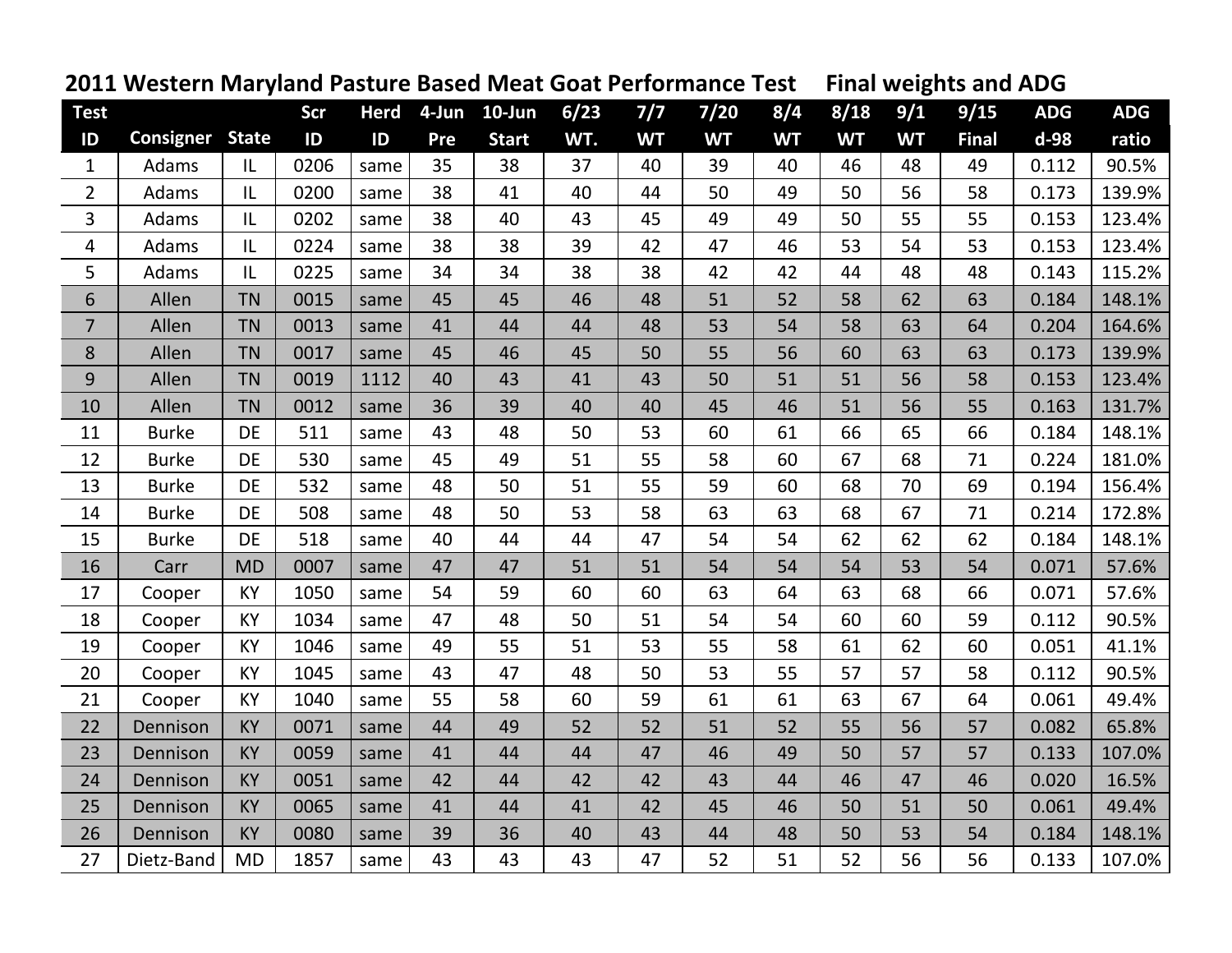# 2011 Western Maryland Pasture Based Meat Goat Performance Test     Final weights and ADG

| Test ID | Consigner | State | Scr ID | Herd ID | 4-Jun Pre | 10-Jun Start | 6/23 WT. | 7/7 WT | 7/20 WT | 8/4 WT | 8/18 WT | 9/1 WT | 9/15 Final | ADG d-98 | ADG ratio |
|---|---|---|---|---|---|---|---|---|---|---|---|---|---|---|---|
| 1 | Adams | IL | 0206 | same | 35 | 38 | 37 | 40 | 39 | 40 | 46 | 48 | 49 | 0.112 | 90.5% |
| 2 | Adams | IL | 0200 | same | 38 | 41 | 40 | 44 | 50 | 49 | 50 | 56 | 58 | 0.173 | 139.9% |
| 3 | Adams | IL | 0202 | same | 38 | 40 | 43 | 45 | 49 | 49 | 50 | 55 | 55 | 0.153 | 123.4% |
| 4 | Adams | IL | 0224 | same | 38 | 38 | 39 | 42 | 47 | 46 | 53 | 54 | 53 | 0.153 | 123.4% |
| 5 | Adams | IL | 0225 | same | 34 | 34 | 38 | 38 | 42 | 42 | 44 | 48 | 48 | 0.143 | 115.2% |
| 6 | Allen | TN | 0015 | same | 45 | 45 | 46 | 48 | 51 | 52 | 58 | 62 | 63 | 0.184 | 148.1% |
| 7 | Allen | TN | 0013 | same | 41 | 44 | 44 | 48 | 53 | 54 | 58 | 63 | 64 | 0.204 | 164.6% |
| 8 | Allen | TN | 0017 | same | 45 | 46 | 45 | 50 | 55 | 56 | 60 | 63 | 63 | 0.173 | 139.9% |
| 9 | Allen | TN | 0019 | 1112 | 40 | 43 | 41 | 43 | 50 | 51 | 51 | 56 | 58 | 0.153 | 123.4% |
| 10 | Allen | TN | 0012 | same | 36 | 39 | 40 | 40 | 45 | 46 | 51 | 56 | 55 | 0.163 | 131.7% |
| 11 | Burke | DE | 511 | same | 43 | 48 | 50 | 53 | 60 | 61 | 66 | 65 | 66 | 0.184 | 148.1% |
| 12 | Burke | DE | 530 | same | 45 | 49 | 51 | 55 | 58 | 60 | 67 | 68 | 71 | 0.224 | 181.0% |
| 13 | Burke | DE | 532 | same | 48 | 50 | 51 | 55 | 59 | 60 | 68 | 70 | 69 | 0.194 | 156.4% |
| 14 | Burke | DE | 508 | same | 48 | 50 | 53 | 58 | 63 | 63 | 68 | 67 | 71 | 0.214 | 172.8% |
| 15 | Burke | DE | 518 | same | 40 | 44 | 44 | 47 | 54 | 54 | 62 | 62 | 62 | 0.184 | 148.1% |
| 16 | Carr | MD | 0007 | same | 47 | 47 | 51 | 51 | 54 | 54 | 54 | 53 | 54 | 0.071 | 57.6% |
| 17 | Cooper | KY | 1050 | same | 54 | 59 | 60 | 60 | 63 | 64 | 63 | 68 | 66 | 0.071 | 57.6% |
| 18 | Cooper | KY | 1034 | same | 47 | 48 | 50 | 51 | 54 | 54 | 60 | 60 | 59 | 0.112 | 90.5% |
| 19 | Cooper | KY | 1046 | same | 49 | 55 | 51 | 53 | 55 | 58 | 61 | 62 | 60 | 0.051 | 41.1% |
| 20 | Cooper | KY | 1045 | same | 43 | 47 | 48 | 50 | 53 | 55 | 57 | 57 | 58 | 0.112 | 90.5% |
| 21 | Cooper | KY | 1040 | same | 55 | 58 | 60 | 59 | 61 | 61 | 63 | 67 | 64 | 0.061 | 49.4% |
| 22 | Dennison | KY | 0071 | same | 44 | 49 | 52 | 52 | 51 | 52 | 55 | 56 | 57 | 0.082 | 65.8% |
| 23 | Dennison | KY | 0059 | same | 41 | 44 | 44 | 47 | 46 | 49 | 50 | 57 | 57 | 0.133 | 107.0% |
| 24 | Dennison | KY | 0051 | same | 42 | 44 | 42 | 42 | 43 | 44 | 46 | 47 | 46 | 0.020 | 16.5% |
| 25 | Dennison | KY | 0065 | same | 41 | 44 | 41 | 42 | 45 | 46 | 50 | 51 | 50 | 0.061 | 49.4% |
| 26 | Dennison | KY | 0080 | same | 39 | 36 | 40 | 43 | 44 | 48 | 50 | 53 | 54 | 0.184 | 148.1% |
| 27 | Dietz-Band | MD | 1857 | same | 43 | 43 | 43 | 47 | 52 | 51 | 52 | 56 | 56 | 0.133 | 107.0% |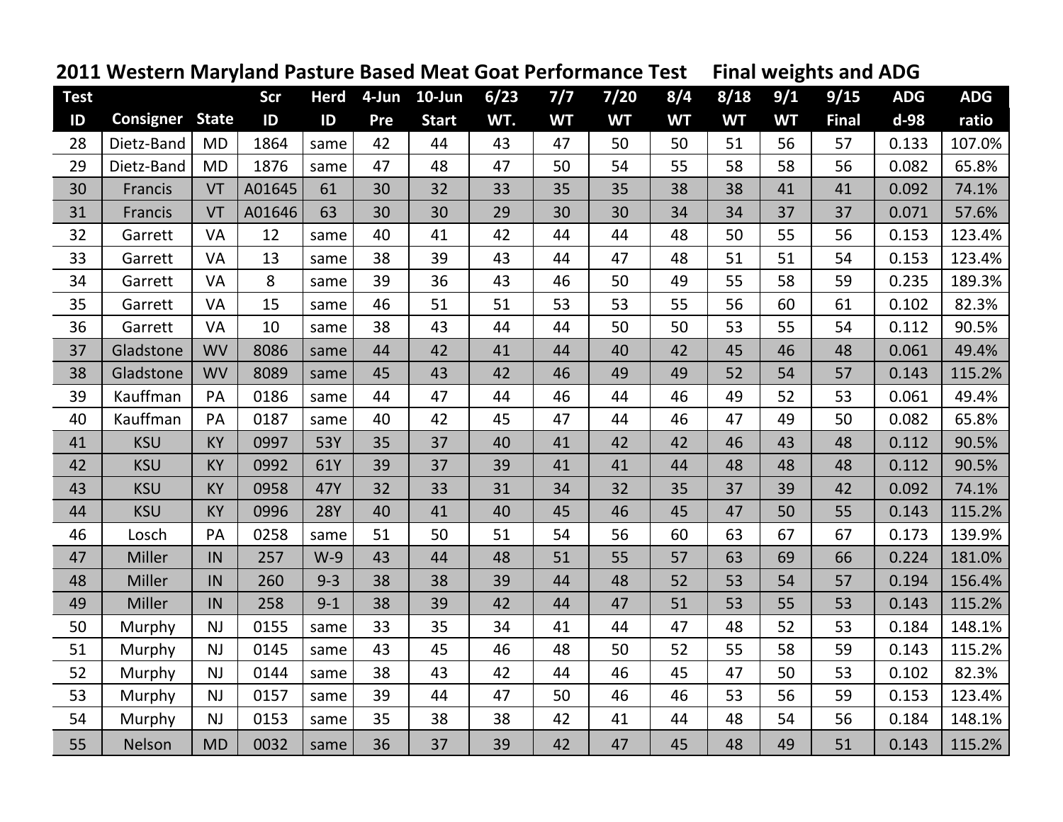## 2011 Western Maryland Pasture Based Meat Goat Performance Test     Final weights and ADG

| Test ID | Consigner | State | Scr ID | Herd ID | 4-Jun Pre | 10-Jun Start | 6/23 WT. | 7/7 WT | 7/20 WT | 8/4 WT | 8/18 WT | 9/1 WT | 9/15 Final | ADG d-98 | ADG ratio |
|---|---|---|---|---|---|---|---|---|---|---|---|---|---|---|---|
| 28 | Dietz-Band | MD | 1864 | same | 42 | 44 | 43 | 47 | 50 | 50 | 51 | 56 | 57 | 0.133 | 107.0% |
| 29 | Dietz-Band | MD | 1876 | same | 47 | 48 | 47 | 50 | 54 | 55 | 58 | 58 | 56 | 0.082 | 65.8% |
| 30 | Francis | VT | A01645 | 61 | 30 | 32 | 33 | 35 | 35 | 38 | 38 | 41 | 41 | 0.092 | 74.1% |
| 31 | Francis | VT | A01646 | 63 | 30 | 30 | 29 | 30 | 30 | 34 | 34 | 37 | 37 | 0.071 | 57.6% |
| 32 | Garrett | VA | 12 | same | 40 | 41 | 42 | 44 | 44 | 48 | 50 | 55 | 56 | 0.153 | 123.4% |
| 33 | Garrett | VA | 13 | same | 38 | 39 | 43 | 44 | 47 | 48 | 51 | 51 | 54 | 0.153 | 123.4% |
| 34 | Garrett | VA | 8 | same | 39 | 36 | 43 | 46 | 50 | 49 | 55 | 58 | 59 | 0.235 | 189.3% |
| 35 | Garrett | VA | 15 | same | 46 | 51 | 51 | 53 | 53 | 55 | 56 | 60 | 61 | 0.102 | 82.3% |
| 36 | Garrett | VA | 10 | same | 38 | 43 | 44 | 44 | 50 | 50 | 53 | 55 | 54 | 0.112 | 90.5% |
| 37 | Gladstone | WV | 8086 | same | 44 | 42 | 41 | 44 | 40 | 42 | 45 | 46 | 48 | 0.061 | 49.4% |
| 38 | Gladstone | WV | 8089 | same | 45 | 43 | 42 | 46 | 49 | 49 | 52 | 54 | 57 | 0.143 | 115.2% |
| 39 | Kauffman | PA | 0186 | same | 44 | 47 | 44 | 46 | 44 | 46 | 49 | 52 | 53 | 0.061 | 49.4% |
| 40 | Kauffman | PA | 0187 | same | 40 | 42 | 45 | 47 | 44 | 46 | 47 | 49 | 50 | 0.082 | 65.8% |
| 41 | KSU | KY | 0997 | 53Y | 35 | 37 | 40 | 41 | 42 | 42 | 46 | 43 | 48 | 0.112 | 90.5% |
| 42 | KSU | KY | 0992 | 61Y | 39 | 37 | 39 | 41 | 41 | 44 | 48 | 48 | 48 | 0.112 | 90.5% |
| 43 | KSU | KY | 0958 | 47Y | 32 | 33 | 31 | 34 | 32 | 35 | 37 | 39 | 42 | 0.092 | 74.1% |
| 44 | KSU | KY | 0996 | 28Y | 40 | 41 | 40 | 45 | 46 | 45 | 47 | 50 | 55 | 0.143 | 115.2% |
| 46 | Losch | PA | 0258 | same | 51 | 50 | 51 | 54 | 56 | 60 | 63 | 67 | 67 | 0.173 | 139.9% |
| 47 | Miller | IN | 257 | W-9 | 43 | 44 | 48 | 51 | 55 | 57 | 63 | 69 | 66 | 0.224 | 181.0% |
| 48 | Miller | IN | 260 | 9-3 | 38 | 38 | 39 | 44 | 48 | 52 | 53 | 54 | 57 | 0.194 | 156.4% |
| 49 | Miller | IN | 258 | 9-1 | 38 | 39 | 42 | 44 | 47 | 51 | 53 | 55 | 53 | 0.143 | 115.2% |
| 50 | Murphy | NJ | 0155 | same | 33 | 35 | 34 | 41 | 44 | 47 | 48 | 52 | 53 | 0.184 | 148.1% |
| 51 | Murphy | NJ | 0145 | same | 43 | 45 | 46 | 48 | 50 | 52 | 55 | 58 | 59 | 0.143 | 115.2% |
| 52 | Murphy | NJ | 0144 | same | 38 | 43 | 42 | 44 | 46 | 45 | 47 | 50 | 53 | 0.102 | 82.3% |
| 53 | Murphy | NJ | 0157 | same | 39 | 44 | 47 | 50 | 46 | 46 | 53 | 56 | 59 | 0.153 | 123.4% |
| 54 | Murphy | NJ | 0153 | same | 35 | 38 | 38 | 42 | 41 | 44 | 48 | 54 | 56 | 0.184 | 148.1% |
| 55 | Nelson | MD | 0032 | same | 36 | 37 | 39 | 42 | 47 | 45 | 48 | 49 | 51 | 0.143 | 115.2% |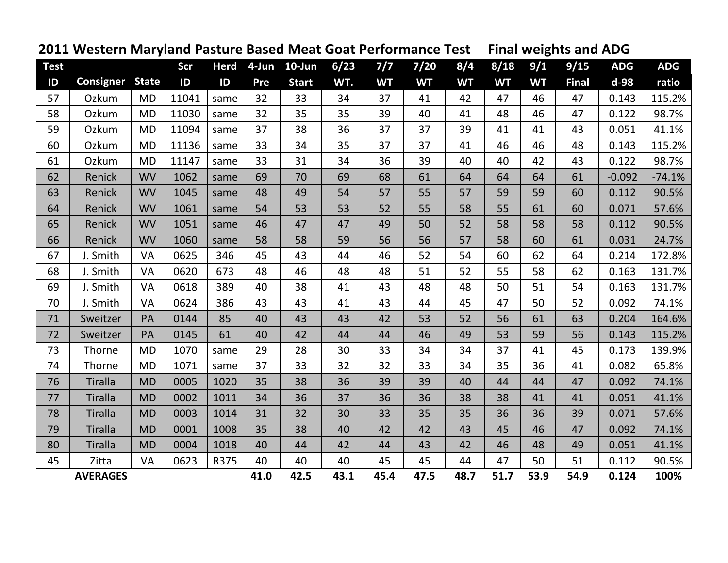## 2011 Western Maryland Pasture Based Meat Goat Performance Test     Final weights and ADG

| Test ID | Consigner | State | Scr ID | Herd ID | 4-Jun Pre | 10-Jun Start | 6/23 WT. | 7/7 WT | 7/20 WT | 8/4 WT | 8/18 WT | 9/1 WT | 9/15 Final | ADG d-98 | ADG ratio |
|---|---|---|---|---|---|---|---|---|---|---|---|---|---|---|---|
| 57 | Ozkum | MD | 11041 | same | 32 | 33 | 34 | 37 | 41 | 42 | 47 | 46 | 47 | 0.143 | 115.2% |
| 58 | Ozkum | MD | 11030 | same | 32 | 35 | 35 | 39 | 40 | 41 | 48 | 46 | 47 | 0.122 | 98.7% |
| 59 | Ozkum | MD | 11094 | same | 37 | 38 | 36 | 37 | 37 | 39 | 41 | 41 | 43 | 0.051 | 41.1% |
| 60 | Ozkum | MD | 11136 | same | 33 | 34 | 35 | 37 | 37 | 41 | 46 | 46 | 48 | 0.143 | 115.2% |
| 61 | Ozkum | MD | 11147 | same | 33 | 31 | 34 | 36 | 39 | 40 | 40 | 42 | 43 | 0.122 | 98.7% |
| 62 | Renick | WV | 1062 | same | 69 | 70 | 69 | 68 | 61 | 64 | 64 | 64 | 61 | -0.092 | -74.1% |
| 63 | Renick | WV | 1045 | same | 48 | 49 | 54 | 57 | 55 | 57 | 59 | 59 | 60 | 0.112 | 90.5% |
| 64 | Renick | WV | 1061 | same | 54 | 53 | 53 | 52 | 55 | 58 | 55 | 61 | 60 | 0.071 | 57.6% |
| 65 | Renick | WV | 1051 | same | 46 | 47 | 47 | 49 | 50 | 52 | 58 | 58 | 58 | 0.112 | 90.5% |
| 66 | Renick | WV | 1060 | same | 58 | 58 | 59 | 56 | 56 | 57 | 58 | 60 | 61 | 0.031 | 24.7% |
| 67 | J. Smith | VA | 0625 | 346 | 45 | 43 | 44 | 46 | 52 | 54 | 60 | 62 | 64 | 0.214 | 172.8% |
| 68 | J. Smith | VA | 0620 | 673 | 48 | 46 | 48 | 48 | 51 | 52 | 55 | 58 | 62 | 0.163 | 131.7% |
| 69 | J. Smith | VA | 0618 | 389 | 40 | 38 | 41 | 43 | 48 | 48 | 50 | 51 | 54 | 0.163 | 131.7% |
| 70 | J. Smith | VA | 0624 | 386 | 43 | 43 | 41 | 43 | 44 | 45 | 47 | 50 | 52 | 0.092 | 74.1% |
| 71 | Sweitzer | PA | 0144 | 85 | 40 | 43 | 43 | 42 | 53 | 52 | 56 | 61 | 63 | 0.204 | 164.6% |
| 72 | Sweitzer | PA | 0145 | 61 | 40 | 42 | 44 | 44 | 46 | 49 | 53 | 59 | 56 | 0.143 | 115.2% |
| 73 | Thorne | MD | 1070 | same | 29 | 28 | 30 | 33 | 34 | 34 | 37 | 41 | 45 | 0.173 | 139.9% |
| 74 | Thorne | MD | 1071 | same | 37 | 33 | 32 | 32 | 33 | 34 | 35 | 36 | 41 | 0.082 | 65.8% |
| 76 | Tiralla | MD | 0005 | 1020 | 35 | 38 | 36 | 39 | 39 | 40 | 44 | 44 | 47 | 0.092 | 74.1% |
| 77 | Tiralla | MD | 0002 | 1011 | 34 | 36 | 37 | 36 | 36 | 38 | 38 | 41 | 41 | 0.051 | 41.1% |
| 78 | Tiralla | MD | 0003 | 1014 | 31 | 32 | 30 | 33 | 35 | 35 | 36 | 36 | 39 | 0.071 | 57.6% |
| 79 | Tiralla | MD | 0001 | 1008 | 35 | 38 | 40 | 42 | 42 | 43 | 45 | 46 | 47 | 0.092 | 74.1% |
| 80 | Tiralla | MD | 0004 | 1018 | 40 | 44 | 42 | 44 | 43 | 42 | 46 | 48 | 49 | 0.051 | 41.1% |
| 45 | Zitta | VA | 0623 | R375 | 40 | 40 | 40 | 45 | 45 | 44 | 47 | 50 | 51 | 0.112 | 90.5% |
| | **AVERAGES** | | | | **41.0** | **42.5** | **43.1** | **45.4** | **47.5** | **48.7** | **51.7** | **53.9** | **54.9** | **0.124** | **100%** |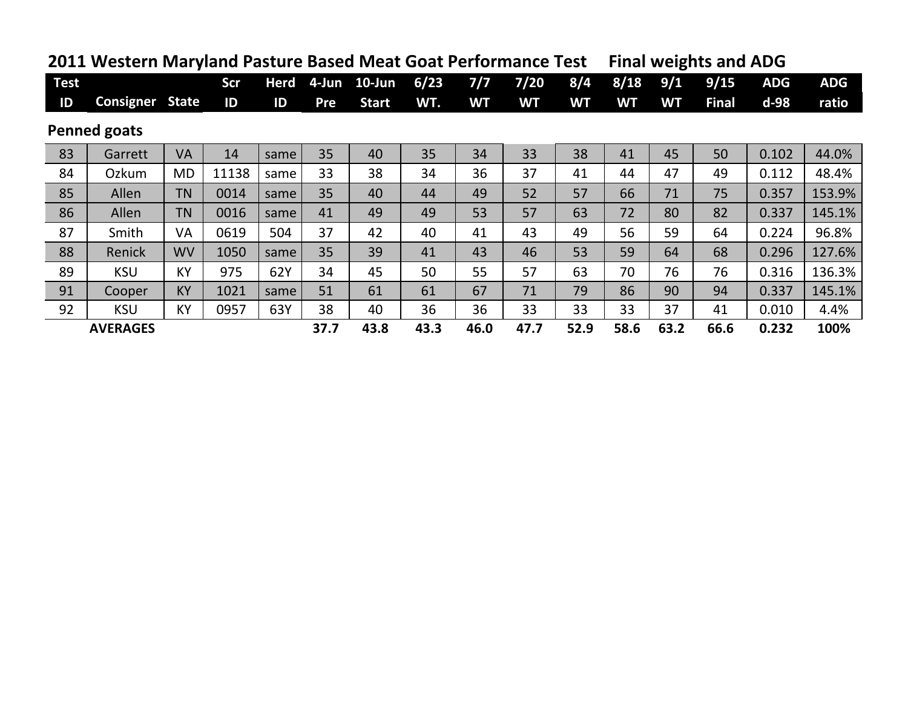## 2011 Western Maryland Pasture Based Meat Goat Performance Test     Final weights and ADG

| Test ID | Consigner | State | Scr ID | Herd ID | 4-Jun Pre | 10-Jun Start | 6/23 WT. | 7/7 WT | 7/20 WT | 8/4 WT | 8/18 WT | 9/1 WT | 9/15 Final | ADG d-98 | ADG ratio |
|---|---|---|---|---|---|---|---|---|---|---|---|---|---|---|---|
| **Penned goats** | | | | | | | | | | | | | | | |
| 83 | Garrett | VA | 14 | same | 35 | 40 | 35 | 34 | 33 | 38 | 41 | 45 | 50 | 0.102 | 44.0% |
| 84 | Ozkum | MD | 11138 | same | 33 | 38 | 34 | 36 | 37 | 41 | 44 | 47 | 49 | 0.112 | 48.4% |
| 85 | Allen | TN | 0014 | same | 35 | 40 | 44 | 49 | 52 | 57 | 66 | 71 | 75 | 0.357 | 153.9% |
| 86 | Allen | TN | 0016 | same | 41 | 49 | 49 | 53 | 57 | 63 | 72 | 80 | 82 | 0.337 | 145.1% |
| 87 | Smith | VA | 0619 | 504 | 37 | 42 | 40 | 41 | 43 | 49 | 56 | 59 | 64 | 0.224 | 96.8% |
| 88 | Renick | WV | 1050 | same | 35 | 39 | 41 | 43 | 46 | 53 | 59 | 64 | 68 | 0.296 | 127.6% |
| 89 | KSU | KY | 975 | 62Y | 34 | 45 | 50 | 55 | 57 | 63 | 70 | 76 | 76 | 0.316 | 136.3% |
| 91 | Cooper | KY | 1021 | same | 51 | 61 | 61 | 67 | 71 | 79 | 86 | 90 | 94 | 0.337 | 145.1% |
| 92 | KSU | KY | 0957 | 63Y | 38 | 40 | 36 | 36 | 33 | 33 | 33 | 37 | 41 | 0.010 | 4.4% |
| | **AVERAGES** | | | | **37.7** | **43.8** | **43.3** | **46.0** | **47.7** | **52.9** | **58.6** | **63.2** | **66.6** | **0.232** | **100%** |